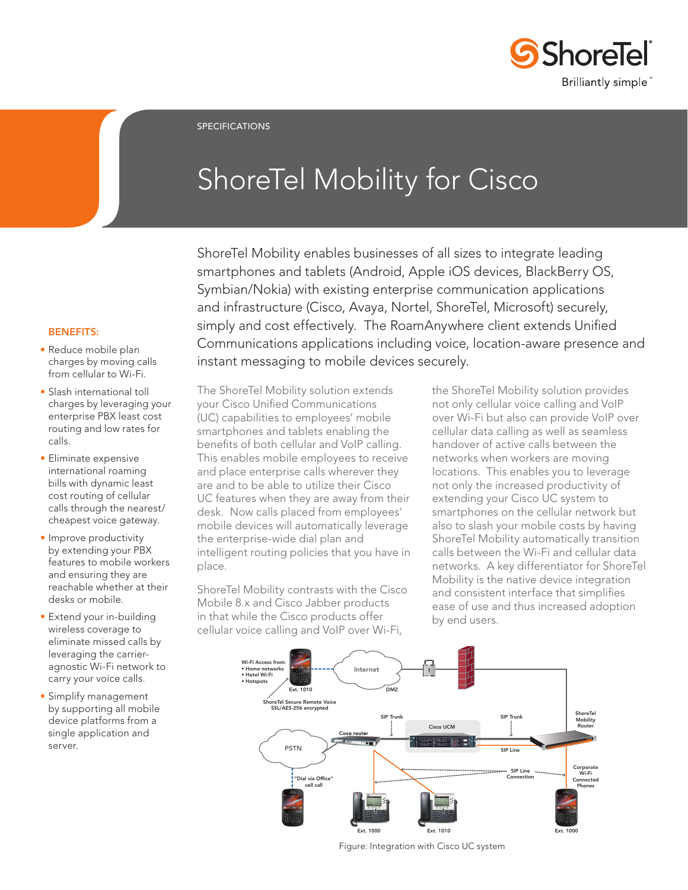SPECIFICATIONS

# ShoreTel Mobility for Cisco

ShoreTel Mobility enables businesses of all sizes to integrate leading smartphones and tablets (Android, Apple iOS devices, BlackBerry OS, Symbian/Nokia) with existing enterprise communication applications and infrastructure (Cisco, Avaya, Nortel, ShoreTel, Microsoft) securely, simply and cost effectively. The RoamAnywhere client extends Unified Communications applications including voice, location-aware presence and instant messaging to mobile devices securely.

The ShoreTel Mobility solution extends your Cisco Unified Communications (UC) capabilities to employees' mobile smartphones and tablets enabling the benefits of both cellular and VoIP calling. This enables mobile employees to receive and place enterprise calls wherever they are and to be able to utilize their Cisco UC features when they are away from their desk. Now calls placed from employees' mobile devices will automatically leverage the enterprise-wide dial plan and intelligent routing policies that you have in place.

ShoreTel Mobility contrasts with the Cisco Mobile 8.x and Cisco Jabber products in that while the Cisco products offer cellular voice calling and VoIP over Wi-Fi, the ShoreTel Mobility solution provides not only cellular voice calling and VoIP over Wi-Fi but also can provide VoIP over cellular data calling as well as seamless handover of active calls between the networks when workers are moving locations. This enables you to leverage not only the increased productivity of extending your Cisco UC system to smartphones on the cellular network but also to slash your mobile costs by having ShoreTel Mobility automatically transition calls between the Wi-Fi and cellular data networks. A key differentiator for ShoreTel Mobility is the native device integration and consistent interface that simplifies ease of use and thus increased adoption by end users.

## BENEFITS:

- Reduce mobile plan charges by moving calls from cellular to Wi-Fi.
- Slash international toll charges by leveraging your enterprise PBX least cost routing and low rates for calls.
- Eliminate expensive international roaming bills with dynamic least cost routing of cellular calls through the nearest/ cheapest voice gateway.
- Improve productivity by extending your PBX features to mobile workers and ensuring they are reachable whether at their desks or mobile.
- Extend your in-building wireless coverage to eliminate missed calls by leveraging the carrier-agnostic Wi-Fi network to carry your voice calls.
- Simplify management by supporting all mobile device platforms from a single application and server.

Figure: Integration with Cisco UC system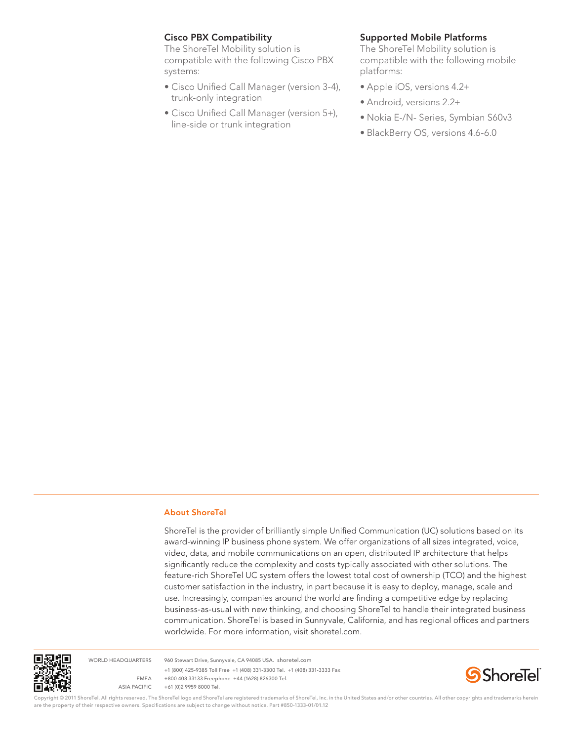### Cisco PBX Compatibility

The ShoreTel Mobility solution is compatible with the following Cisco PBX systems:

- Cisco Unified Call Manager (version 3-4), trunk-only integration
- Cisco Unified Call Manager (version 5+), line-side or trunk integration

### Supported Mobile Platforms

The ShoreTel Mobility solution is compatible with the following mobile platforms:

- Apple iOS, versions 4.2+
- Android, versions 2.2+
- Nokia E-/N- Series, Symbian S60v3
- BlackBerry OS, versions 4.6-6.0

### About ShoreTel

ShoreTel is the provider of brilliantly simple Unified Communication (UC) solutions based on its award-winning IP business phone system. We offer organizations of all sizes integrated, voice, video, data, and mobile communications on an open, distributed IP architecture that helps significantly reduce the complexity and costs typically associated with other solutions. The feature-rich ShoreTel UC system offers the lowest total cost of ownership (TCO) and the highest customer satisfaction in the industry, in part because it is easy to deploy, manage, scale and use. Increasingly, companies around the world are finding a competitive edge by replacing business-as-usual with new thinking, and choosing ShoreTel to handle their integrated business communication. ShoreTel is based in Sunnyvale, California, and has regional offices and partners worldwide. For more information, visit shoretel.com.

WORLD HEADQUARTERS 960 Stewart Drive, Sunnyvale, CA 94085 USA. shoretel.com
+1 (800) 425-9385 Toll Free +1 (408) 331-3300 Tel. +1 (408) 331-3333 Fax

EMEA +800 408 33133 Freephone +44 (1628) 826300 Tel.

ASIA PACIFIC +61 (0)2 9959 8000 Tel.

ShoreTel

Copyright © 2011 ShoreTel. All rights reserved. The ShoreTel logo and ShoreTel are registered trademarks of ShoreTel, Inc. in the United States and/or other countries. All other copyrights and trademarks herein are the property of their respective owners. Specifications are subject to change without notice. Part #850-1333-01/01.12